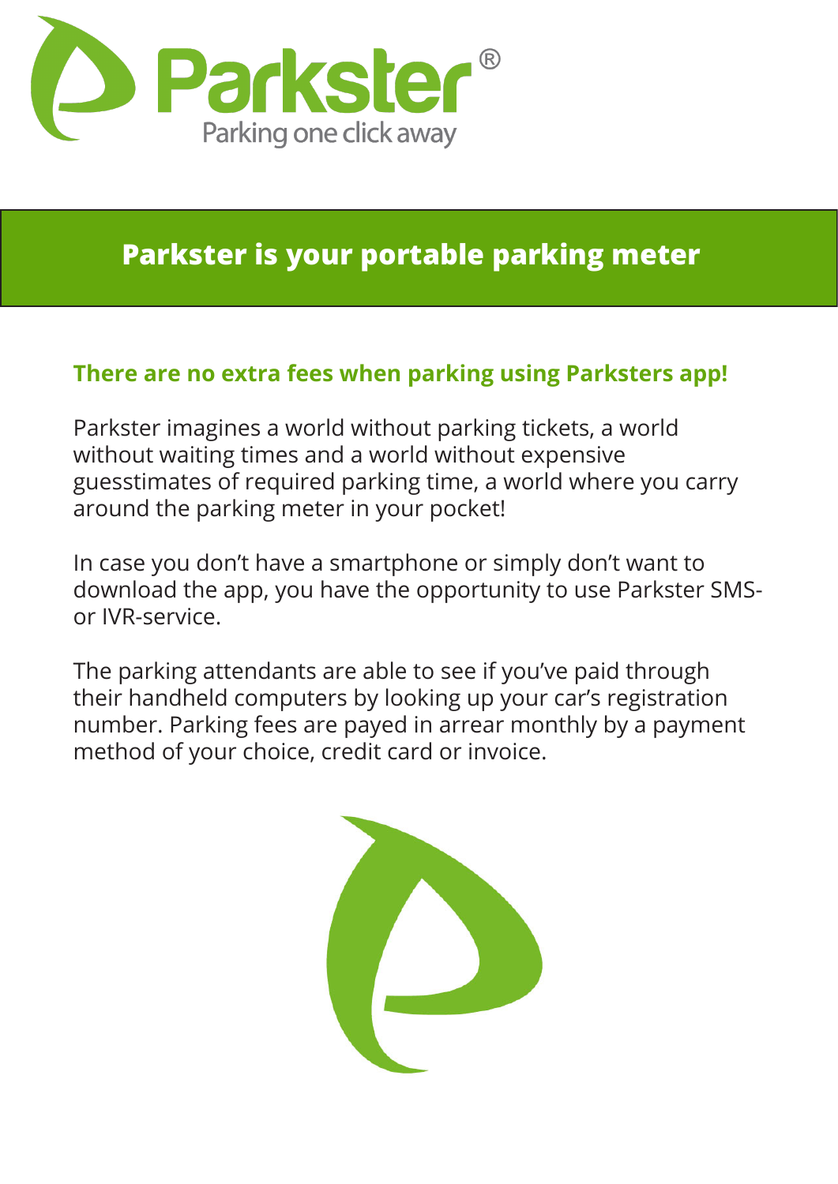Parkster®

Parking one click away

# Parkster is your portable parking meter

## There are no extra fees when parking using Parksters app!

Parkster imagines a world without parking tickets, a world without waiting times and a world without expensive guesstimates of required parking time, a world where you carry around the parking meter in your pocket!

In case you don't have a smartphone or simply don't want to download the app, you have the opportunity to use Parkster SMS- or IVR-service.

The parking attendants are able to see if you've paid through their handheld computers by looking up your car's registration number. Parking fees are payed in arrear monthly by a payment method of your choice, credit card or invoice.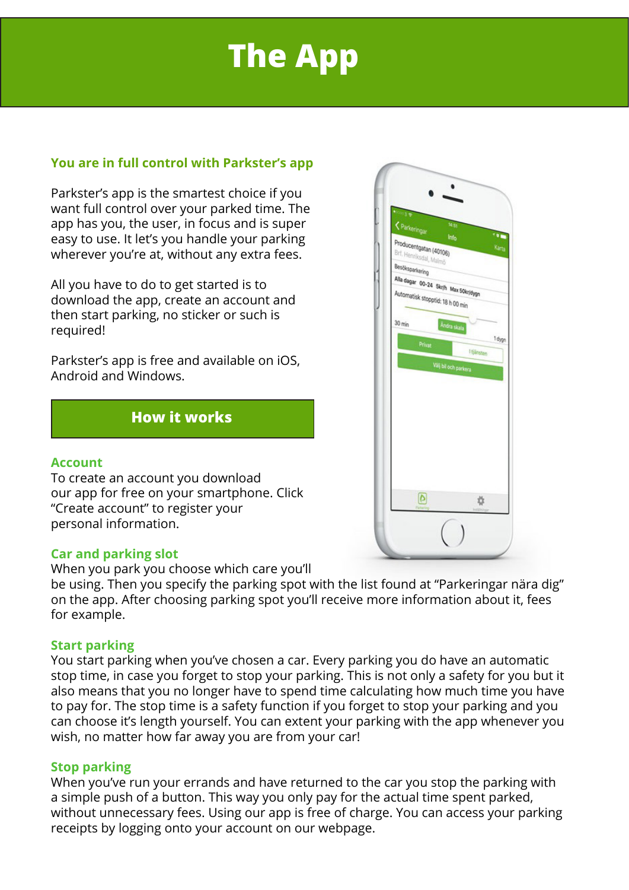# The App

### You are in full control with Parkster's app

Parkster's app is the smartest choice if you want full control over your parked time. The app has you, the user, in focus and is super easy to use. It let's you handle your parking wherever you're at, without any extra fees.

All you have to do to get started is to download the app, create an account and then start parking, no sticker or such is required!

Parkster's app is free and available on iOS, Android and Windows.

## How it works

### Account

To create an account you download our app for free on your smartphone. Click "Create account" to register your personal information.

### Car and parking slot

When you park you choose which care you'll be using. Then you specify the parking spot with the list found at "Parkeringar nära dig" on the app. After choosing parking spot you'll receive more information about it, fees for example.

### Start parking

You start parking when you've chosen a car. Every parking you do have an automatic stop time, in case you forget to stop your parking. This is not only a safety for you but it also means that you no longer have to spend time calculating how much time you have to pay for. The stop time is a safety function if you forget to stop your parking and you can choose it's length yourself. You can extent your parking with the app whenever you wish, no matter how far away you are from your car!

### Stop parking

When you've run your errands and have returned to the car you stop the parking with a simple push of a button. This way you only pay for the actual time spent parked, without unnecessary fees. Using our app is free of charge. You can access your parking receipts by logging onto your account on our webpage.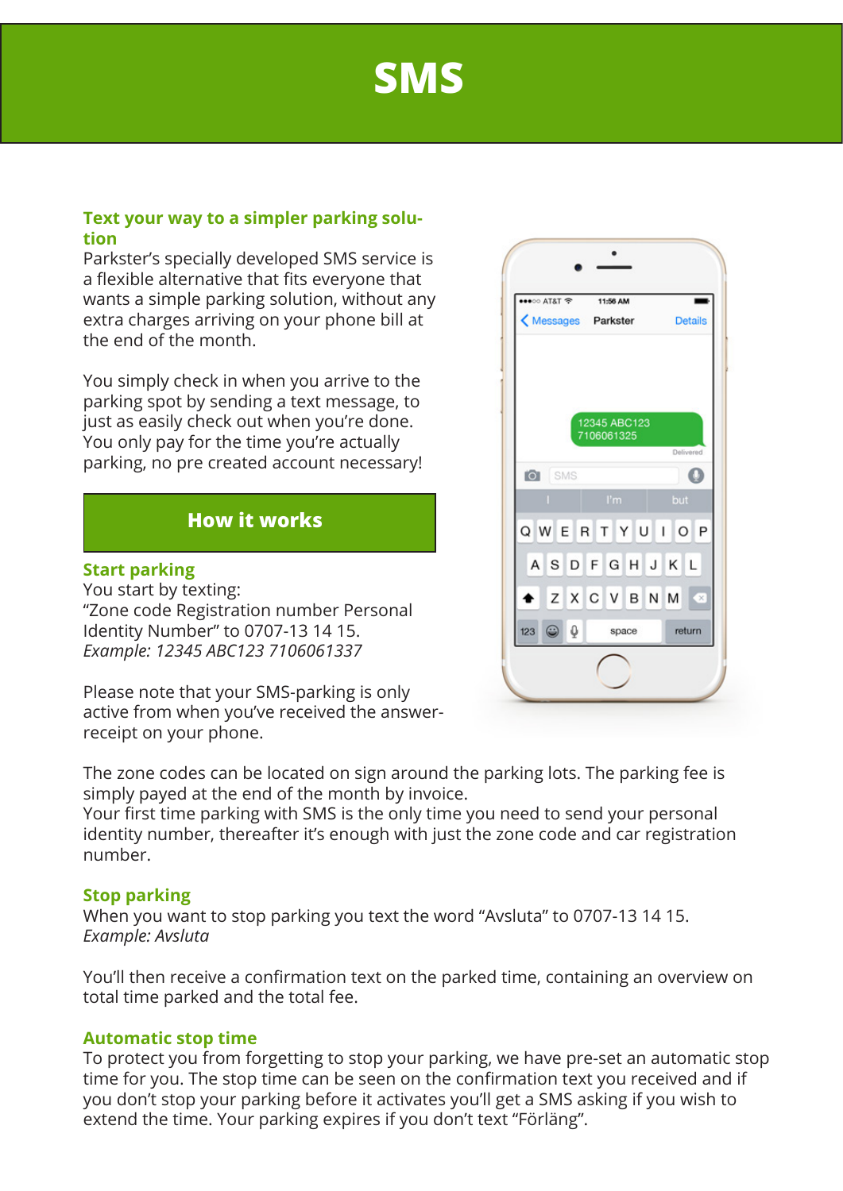# SMS

### Text your way to a simpler parking solution

Parkster's specially developed SMS service is a flexible alternative that fits everyone that wants a simple parking solution, without any extra charges arriving on your phone bill at the end of the month.

You simply check in when you arrive to the parking spot by sending a text message, to just as easily check out when you're done. You only pay for the time you're actually parking, no pre created account necessary!

## How it works

### Start parking

You start by texting:
"Zone code Registration number Personal Identity Number" to 0707-13 14 15.
*Example: 12345 ABC123 7106061337*

Please note that your SMS-parking is only active from when you've received the answer-receipt on your phone.

The zone codes can be located on sign around the parking lots. The parking fee is simply payed at the end of the month by invoice.
Your first time parking with SMS is the only time you need to send your personal identity number, thereafter it's enough with just the zone code and car registration number.

### Stop parking

When you want to stop parking you text the word "Avsluta" to 0707-13 14 15.
*Example: Avsluta*

You'll then receive a confirmation text on the parked time, containing an overview on total time parked and the total fee.

### Automatic stop time

To protect you from forgetting to stop your parking, we have pre-set an automatic stop time for you. The stop time can be seen on the confirmation text you received and if you don't stop your parking before it activates you'll get a SMS asking if you wish to extend the time. Your parking expires if you don't text "Förläng".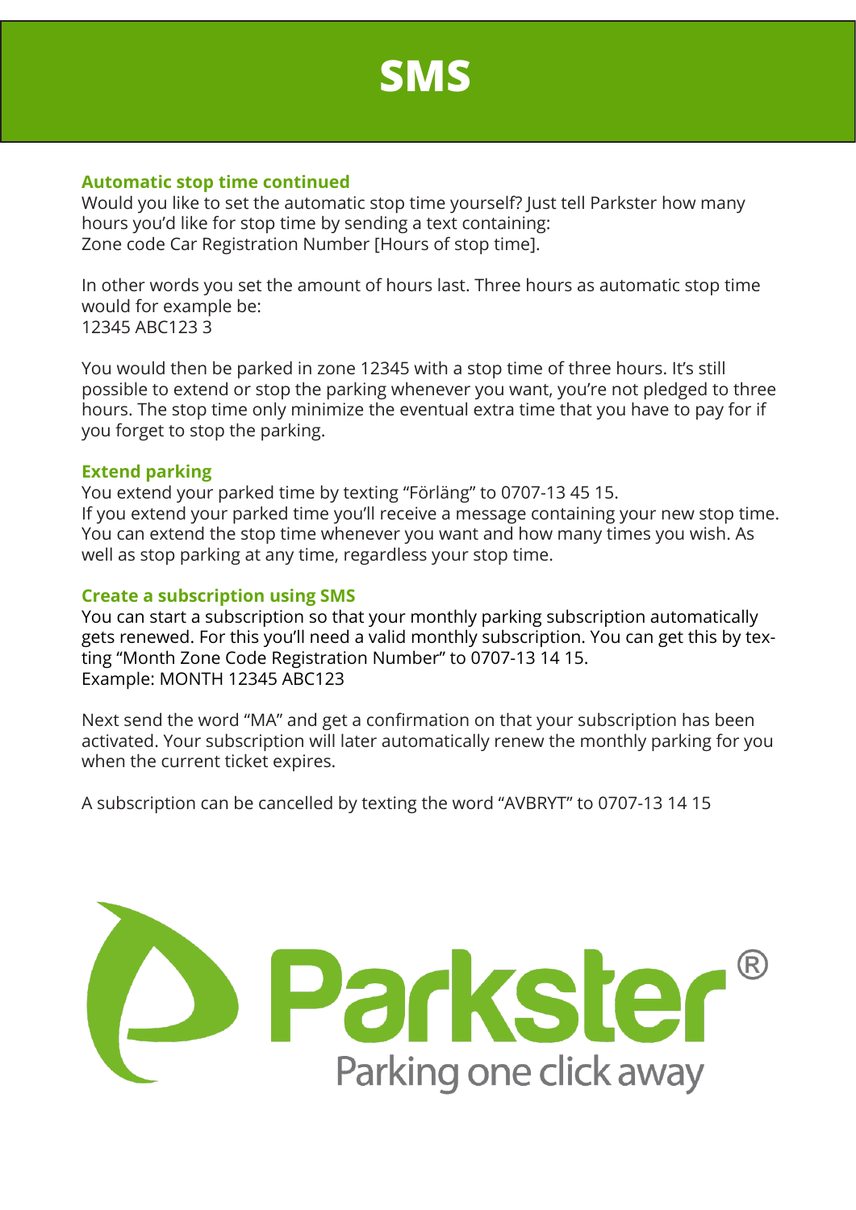# SMS

### Automatic stop time continued

Would you like to set the automatic stop time yourself? Just tell Parkster how many hours you'd like for stop time by sending a text containing:
Zone code Car Registration Number [Hours of stop time].

In other words you set the amount of hours last. Three hours as automatic stop time would for example be:
12345 ABC123 3

You would then be parked in zone 12345 with a stop time of three hours. It's still possible to extend or stop the parking whenever you want, you're not pledged to three hours. The stop time only minimize the eventual extra time that you have to pay for if you forget to stop the parking.

### Extend parking

You extend your parked time by texting "Förläng" to 0707-13 45 15.
If you extend your parked time you'll receive a message containing your new stop time. You can extend the stop time whenever you want and how many times you wish. As well as stop parking at any time, regardless your stop time.

### Create a subscription using SMS

You can start a subscription so that your monthly parking subscription automatically gets renewed. For this you'll need a valid monthly subscription. You can get this by texting "Month Zone Code Registration Number" to 0707-13 14 15.
Example: MONTH 12345 ABC123

Next send the word "MA" and get a confirmation on that your subscription has been activated. Your subscription will later automatically renew the monthly parking for you when the current ticket expires.

A subscription can be cancelled by texting the word "AVBRYT" to 0707-13 14 15

Parkster®
Parking one click away